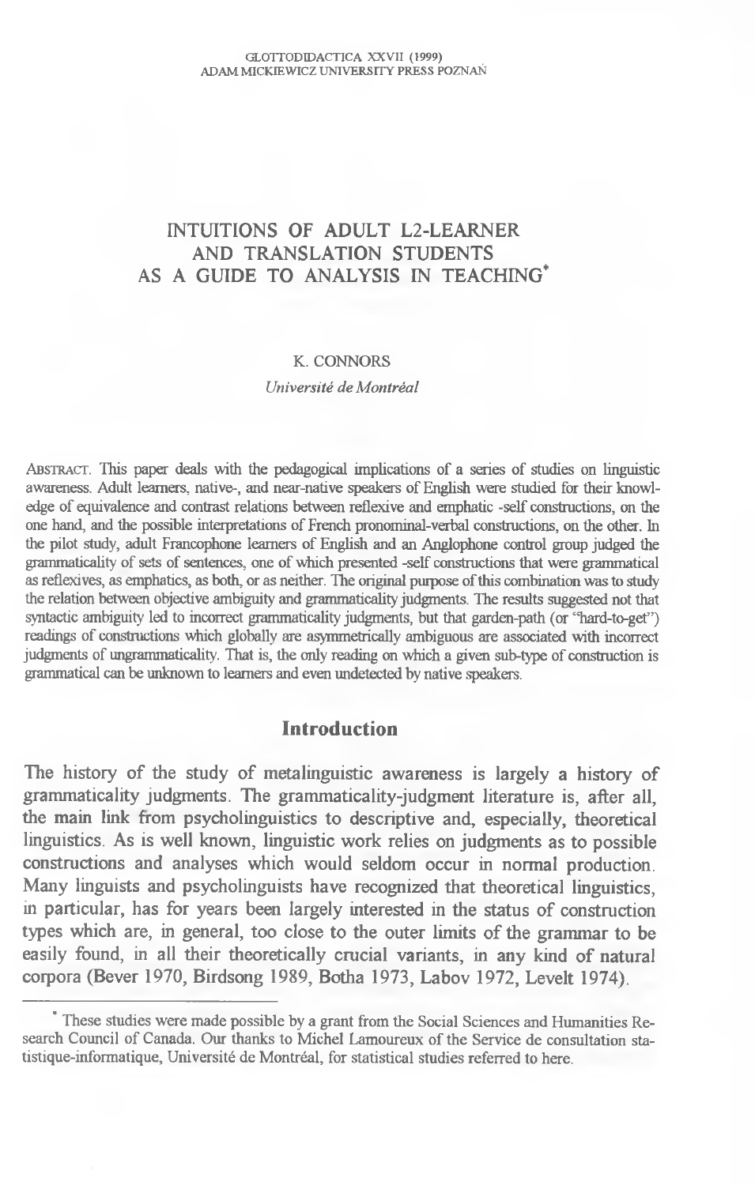# INTUITIONS OF ADULT L2-LEARNER AND TRANSLATION STUDENTS AS A GUIDE TO ANALYSIS IN TEACHING*

K. CONNORS

*Université de Montréal*

ABSTRACT. This paper deals with the pedagogical implications of a series of studies on linguistic awareness. Adult learners, native-, and near-native speakers of English were studied for their knowledge of equivalence and contrast relations between reflexive and emphatic -self constructions, on the one hand, and the possible interpretations of French pronominal-verbal constructions, on the other. In the pilot study, adult Francophone learners of English and an Anglophone control group judged the grammaticality of sets of sentences, one of which presented -self constructions that were grammatical as reflexives, as emphatics, as both, or as neither. The original purpose of this combination was to study the relation between objective ambiguity and grammaticality judgments. The results suggested not that syntactic ambiguity led to incorrect grammaticality judgments, but that garden-path (or "hard-to-get") readings of constructions which globally are asymmetrically ambiguous are associated with incorrect judgments of ungrammaticality. That is, the only reading on which a given sub-type of construction is grammatical can be unknown to learners and even undetected by native speakers.

## Introduction

The history of the study of metalinguistic awareness is largely a history of grammaticality judgments. The grammaticality-judgment literature is, after all, the main link from psycholinguistics to descriptive and, especially, theoretical linguistics. As is well known, linguistic work relies on judgments as to possible constructions and analyses which would seldom occur in normal production. Many linguists and psycholinguists have recognized that theoretical linguistics, in particular, has for years been largely interested in the status of construction types which are, in general, too close to the outer limits of the grammar to be easily found, in all their theoretically crucial variants, in any kind of natural corpora (Bever 1970, Birdsong 1989, Botha 1973, Labov 1972, Levelt 1974).

---

* These studies were made possible by a grant from the Social Sciences and Humanities Research Council of Canada. Our thanks to Michel Lamoureux of the Service de consultation statistique-informatique, Université de Montréal, for statistical studies referred to here.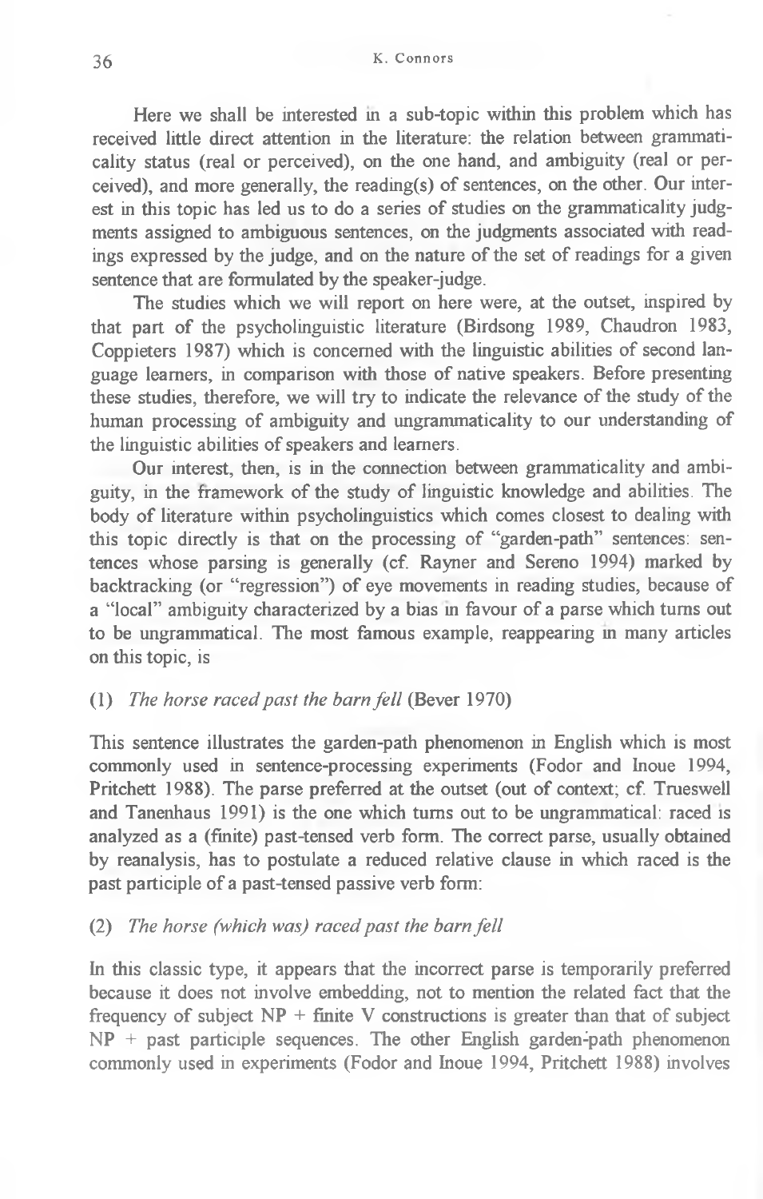Here we shall be interested in a sub-topic within this problem which has received little direct attention in the literature: the relation between grammaticality status (real or perceived), on the one hand, and ambiguity (real or perceived), and more generally, the reading(s) of sentences, on the other. Our interest in this topic has led us to do a series of studies on the grammaticality judgments assigned to ambiguous sentences, on the judgments associated with readings expressed by the judge, and on the nature of the set of readings for a given sentence that are formulated by the speaker-judge.

The studies which we will report on here were, at the outset, inspired by that part of the psycholinguistic literature (Birdsong 1989, Chaudron 1983, Coppieters 1987) which is concerned with the linguistic abilities of second language learners, in comparison with those of native speakers. Before presenting these studies, therefore, we will try to indicate the relevance of the study of the human processing of ambiguity and ungrammaticality to our understanding of the linguistic abilities of speakers and learners.

Our interest, then, is in the connection between grammaticality and ambiguity, in the framework of the study of linguistic knowledge and abilities. The body of literature within psycholinguistics which comes closest to dealing with this topic directly is that on the processing of "garden-path" sentences: sentences whose parsing is generally (cf. Rayner and Sereno 1994) marked by backtracking (or "regression") of eye movements in reading studies, because of a "local" ambiguity characterized by a bias in favour of a parse which turns out to be ungrammatical. The most famous example, reappearing in many articles on this topic, is

(1) *The horse raced past the barn fell* (Bever 1970)

This sentence illustrates the garden-path phenomenon in English which is most commonly used in sentence-processing experiments (Fodor and Inoue 1994, Pritchett 1988). The parse preferred at the outset (out of context; cf. Trueswell and Tanenhaus 1991) is the one which turns out to be ungrammatical: raced is analyzed as a (finite) past-tensed verb form. The correct parse, usually obtained by reanalysis, has to postulate a reduced relative clause in which raced is the past participle of a past-tensed passive verb form:

(2) *The horse (which was) raced past the barn fell*

In this classic type, it appears that the incorrect parse is temporarily preferred because it does not involve embedding, not to mention the related fact that the frequency of subject NP + finite V constructions is greater than that of subject NP + past participle sequences. The other English garden-path phenomenon commonly used in experiments (Fodor and Inoue 1994, Pritchett 1988) involves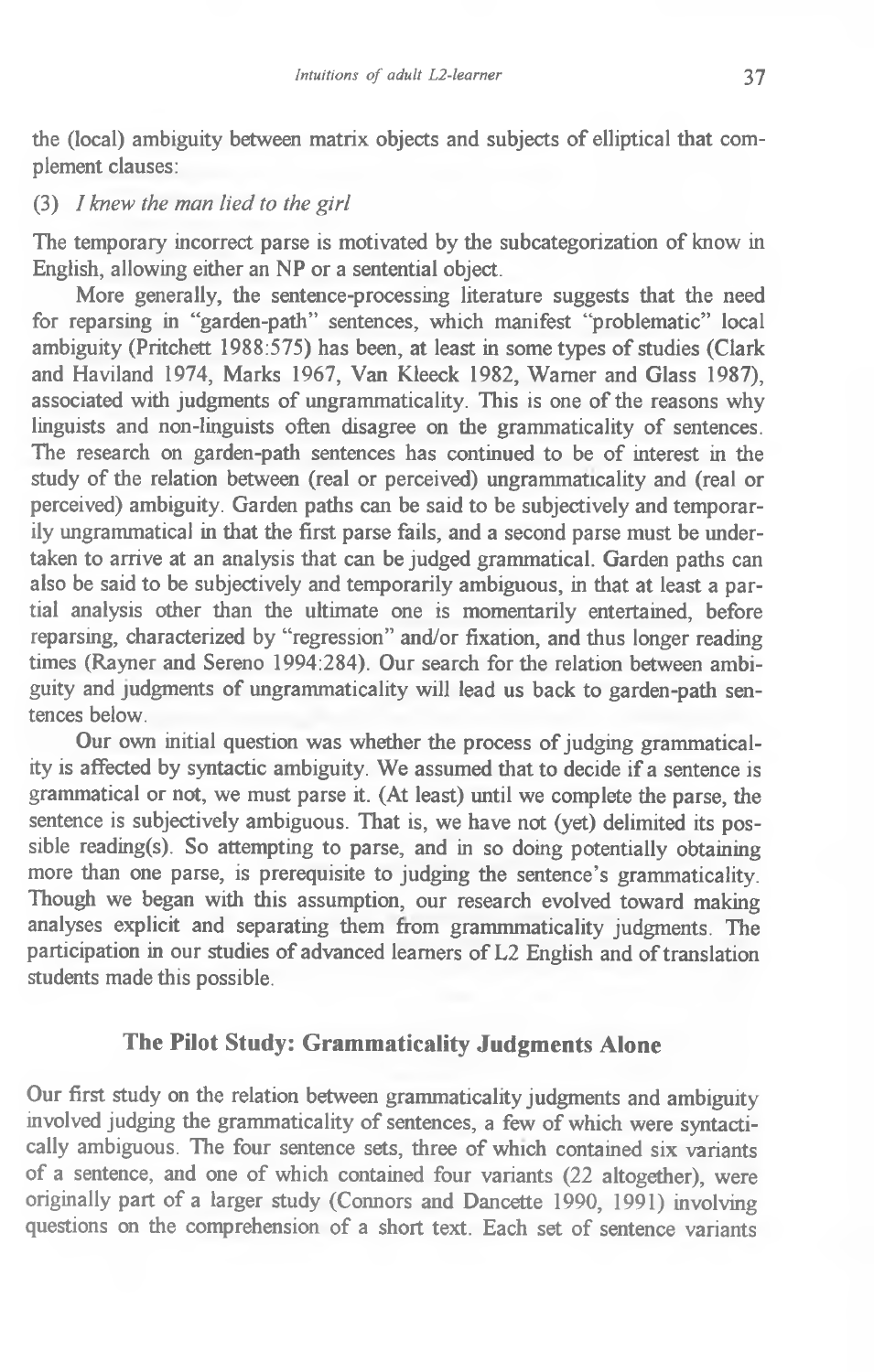the (local) ambiguity between matrix objects and subjects of elliptical that complement clauses:

(3) *I knew the man lied to the girl*

The temporary incorrect parse is motivated by the subcategorization of know in English, allowing either an NP or a sentential object.

More generally, the sentence-processing literature suggests that the need for reparsing in "garden-path" sentences, which manifest "problematic" local ambiguity (Pritchett 1988:575) has been, at least in some types of studies (Clark and Haviland 1974, Marks 1967, Van Kleeck 1982, Warner and Glass 1987), associated with judgments of ungrammaticality. This is one of the reasons why linguists and non-linguists often disagree on the grammaticality of sentences. The research on garden-path sentences has continued to be of interest in the study of the relation between (real or perceived) ungrammaticality and (real or perceived) ambiguity. Garden paths can be said to be subjectively and temporarily ungrammatical in that the first parse fails, and a second parse must be undertaken to arrive at an analysis that can be judged grammatical. Garden paths can also be said to be subjectively and temporarily ambiguous, in that at least a partial analysis other than the ultimate one is momentarily entertained, before reparsing, characterized by "regression" and/or fixation, and thus longer reading times (Rayner and Sereno 1994:284). Our search for the relation between ambiguity and judgments of ungrammaticality will lead us back to garden-path sentences below.

Our own initial question was whether the process of judging grammaticality is affected by syntactic ambiguity. We assumed that to decide if a sentence is grammatical or not, we must parse it. (At least) until we complete the parse, the sentence is subjectively ambiguous. That is, we have not (yet) delimited its possible reading(s). So attempting to parse, and in so doing potentially obtaining more than one parse, is prerequisite to judging the sentence's grammaticality. Though we began with this assumption, our research evolved toward making analyses explicit and separating them from grammmaticality judgments. The participation in our studies of advanced learners of L2 English and of translation students made this possible.

## The Pilot Study: Grammaticality Judgments Alone

Our first study on the relation between grammaticality judgments and ambiguity involved judging the grammaticality of sentences, a few of which were syntactically ambiguous. The four sentence sets, three of which contained six variants of a sentence, and one of which contained four variants (22 altogether), were originally part of a larger study (Connors and Dancette 1990, 1991) involving questions on the comprehension of a short text. Each set of sentence variants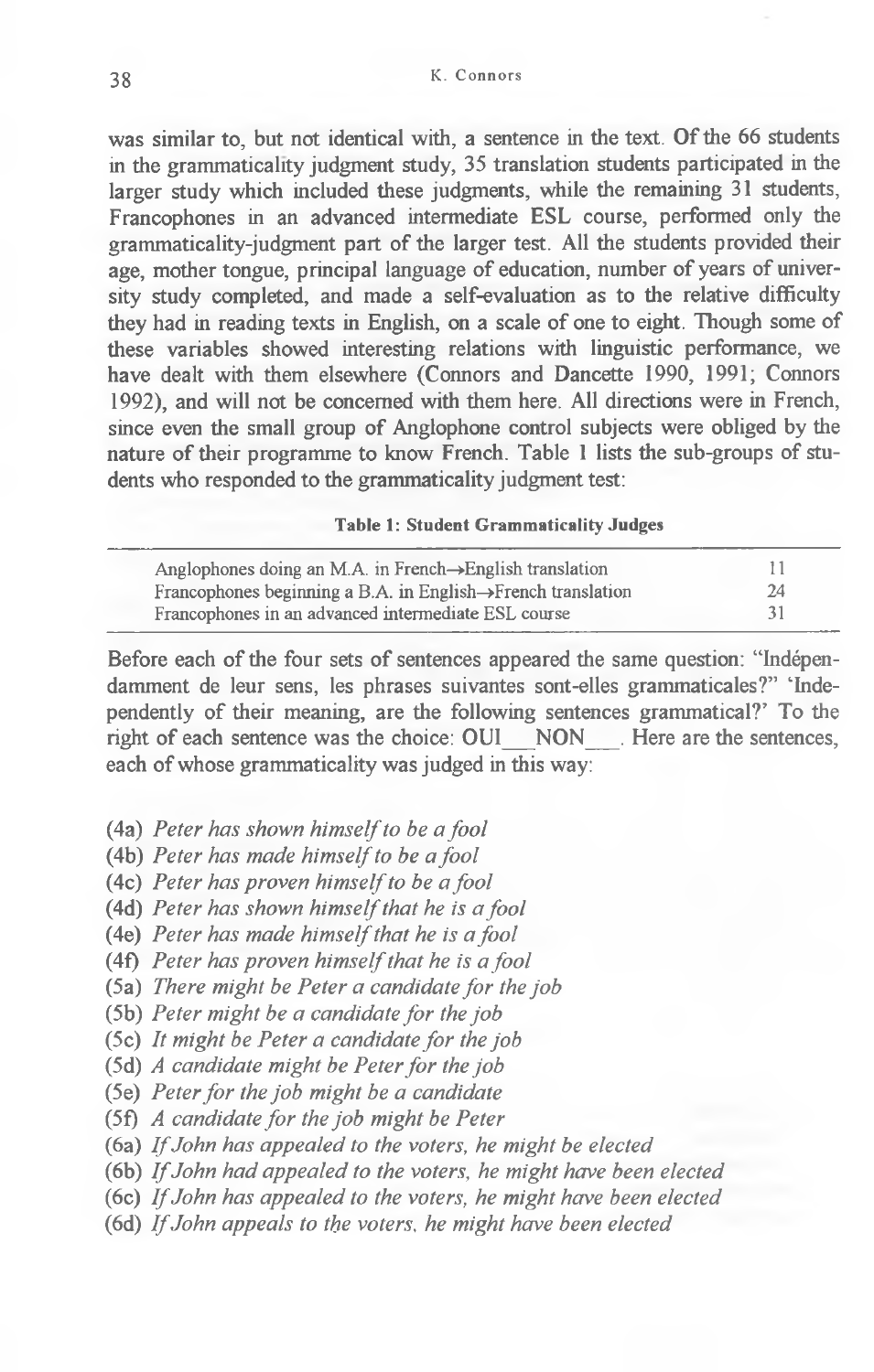was similar to, but not identical with, a sentence in the text. Of the 66 students in the grammaticality judgment study, 35 translation students participated in the larger study which included these judgments, while the remaining 31 students, Francophones in an advanced intermediate ESL course, performed only the grammaticality-judgment part of the larger test. All the students provided their age, mother tongue, principal language of education, number of years of university study completed, and made a self-evaluation as to the relative difficulty they had in reading texts in English, on a scale of one to eight. Though some of these variables showed interesting relations with linguistic performance, we have dealt with them elsewhere (Connors and Dancette 1990, 1991; Connors 1992), and will not be concerned with them here. All directions were in French, since even the small group of Anglophone control subjects were obliged by the nature of their programme to know French. Table 1 lists the sub-groups of students who responded to the grammaticality judgment test:

**Table 1: Student Grammaticality Judges**

| | |
|---|---|
| Anglophones doing an M.A. in French→English translation | 11 |
| Francophones beginning a B.A. in English→French translation | 24 |
| Francophones in an advanced intermediate ESL course | 31 |

Before each of the four sets of sentences appeared the same question: "Indépendamment de leur sens, les phrases suivantes sont-elles grammaticales?" 'Independently of their meaning, are the following sentences grammatical?' To the right of each sentence was the choice: OUI___NON___. Here are the sentences, each of whose grammaticality was judged in this way:

(4a) *Peter has shown himself to be a fool*
(4b) *Peter has made himself to be a fool*
(4c) *Peter has proven himself to be a fool*
(4d) *Peter has shown himself that he is a fool*
(4e) *Peter has made himself that he is a fool*
(4f) *Peter has proven himself that he is a fool*
(5a) *There might be Peter a candidate for the job*
(5b) *Peter might be a candidate for the job*
(5c) *It might be Peter a candidate for the job*
(5d) *A candidate might be Peter for the job*
(5e) *Peter for the job might be a candidate*
(5f) *A candidate for the job might be Peter*
(6a) *If John has appealed to the voters, he might be elected*
(6b) *If John had appealed to the voters, he might have been elected*
(6c) *If John has appealed to the voters, he might have been elected*
(6d) *If John appeals to the voters, he might have been elected*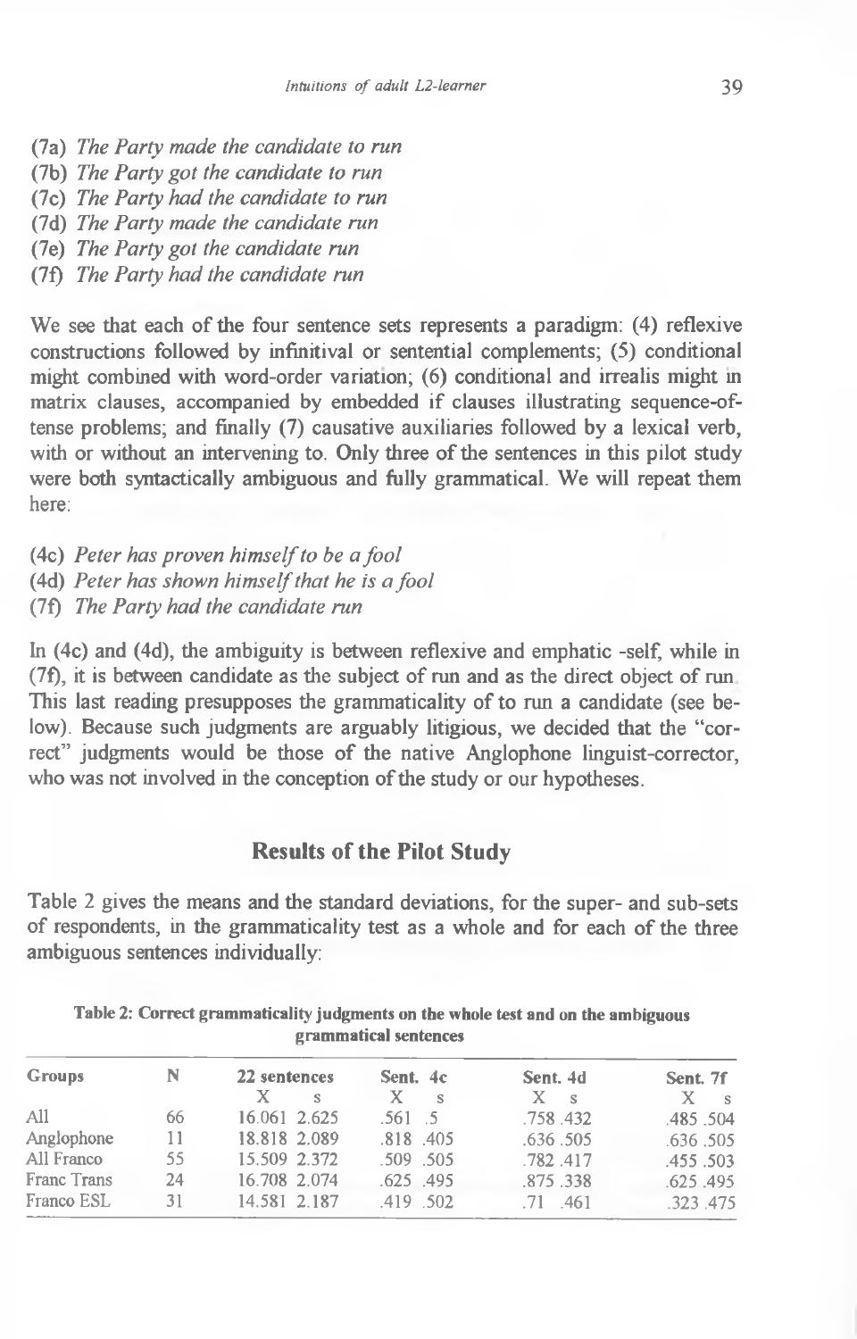(7a) *The Party made the candidate to run*
(7b) *The Party got the candidate to run*
(7c) *The Party had the candidate to run*
(7d) *The Party made the candidate run*
(7e) *The Party got the candidate run*
(7f) *The Party had the candidate run*

We see that each of the four sentence sets represents a paradigm: (4) reflexive constructions followed by infinitival or sentential complements; (5) conditional might combined with word-order variation; (6) conditional and irrealis might in matrix clauses, accompanied by embedded if clauses illustrating sequence-of-tense problems; and finally (7) causative auxiliaries followed by a lexical verb, with or without an intervening to. Only three of the sentences in this pilot study were both syntactically ambiguous and fully grammatical. We will repeat them here:

(4c) *Peter has proven himself to be a fool*
(4d) *Peter has shown himself that he is a fool*
(7f) *The Party had the candidate run*

In (4c) and (4d), the ambiguity is between reflexive and emphatic -self, while in (7f), it is between candidate as the subject of run and as the direct object of run. This last reading presupposes the grammaticality of to run a candidate (see below). Because such judgments are arguably litigious, we decided that the "correct" judgments would be those of the native Anglophone linguist-corrector, who was not involved in the conception of the study or our hypotheses.

## Results of the Pilot Study

Table 2 gives the means and the standard deviations, for the super- and sub-sets of respondents, in the grammaticality test as a whole and for each of the three ambiguous sentences individually:

**Table 2: Correct grammaticality judgments on the whole test and on the ambiguous grammatical sentences**

| Groups | N | 22 sentences | | Sent. 4c | | Sent. 4d | | Sent. 7f | |
|---|---|---|---|---|---|---|---|---|---|
| | | X | s | X | s | X | s | X | s |
| All | 66 | 16.061 | 2.625 | .561 | .5 | .758 | .432 | .485 | .504 |
| Anglophone | 11 | 18.818 | 2.089 | .818 | .405 | .636 | .505 | .636 | .505 |
| All Franco | 55 | 15.509 | 2.372 | .509 | .505 | .782 | .417 | .455 | .503 |
| Franc Trans | 24 | 16.708 | 2.074 | .625 | .495 | .875 | .338 | .625 | .495 |
| Franco ESL | 31 | 14.581 | 2.187 | .419 | .502 | .71 | .461 | .323 | .475 |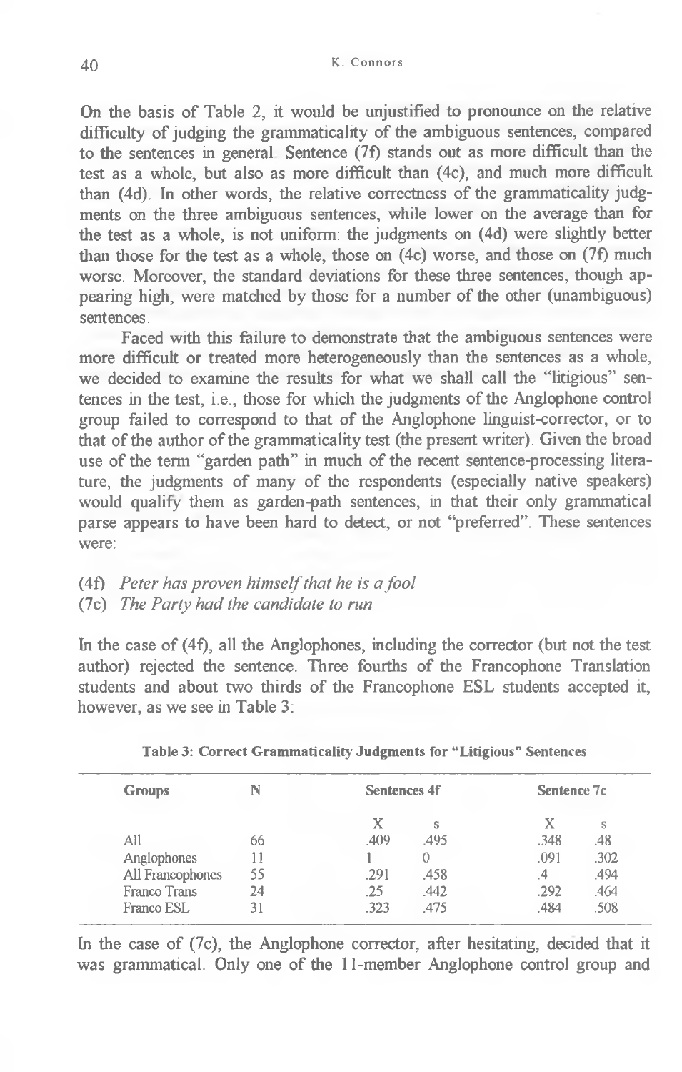On the basis of Table 2, it would be unjustified to pronounce on the relative difficulty of judging the grammaticality of the ambiguous sentences, compared to the sentences in general. Sentence (7f) stands out as more difficult than the test as a whole, but also as more difficult than (4c), and much more difficult than (4d). In other words, the relative correctness of the grammaticality judgments on the three ambiguous sentences, while lower on the average than for the test as a whole, is not uniform: the judgments on (4d) were slightly better than those for the test as a whole, those on (4c) worse, and those on (7f) much worse. Moreover, the standard deviations for these three sentences, though appearing high, were matched by those for a number of the other (unambiguous) sentences.

Faced with this failure to demonstrate that the ambiguous sentences were more difficult or treated more heterogeneously than the sentences as a whole, we decided to examine the results for what we shall call the "litigious" sentences in the test, i.e., those for which the judgments of the Anglophone control group failed to correspond to that of the Anglophone linguist-corrector, or to that of the author of the grammaticality test (the present writer). Given the broad use of the term "garden path" in much of the recent sentence-processing literature, the judgments of many of the respondents (especially native speakers) would qualify them as garden-path sentences, in that their only grammatical parse appears to have been hard to detect, or not "preferred". These sentences were:

(4f) *Peter has proven himself that he is a fool*
(7c) *The Party had the candidate to run*

In the case of (4f), all the Anglophones, including the corrector (but not the test author) rejected the sentence. Three fourths of the Francophone Translation students and about two thirds of the Francophone ESL students accepted it, however, as we see in Table 3:

**Table 3: Correct Grammaticality Judgments for "Litigious" Sentences**

| Groups | N | Sentences 4f | | Sentence 7c | |
|---|---|---|---|---|---|
| | | X | s | X | s |
| All | 66 | .409 | .495 | .348 | .48 |
| Anglophones | 11 | 1 | 0 | .091 | .302 |
| All Francophones | 55 | .291 | .458 | .4 | .494 |
| Franco Trans | 24 | .25 | .442 | .292 | .464 |
| Franco ESL | 31 | .323 | .475 | .484 | .508 |

In the case of (7c), the Anglophone corrector, after hesitating, decided that it was grammatical. Only one of the 11-member Anglophone control group and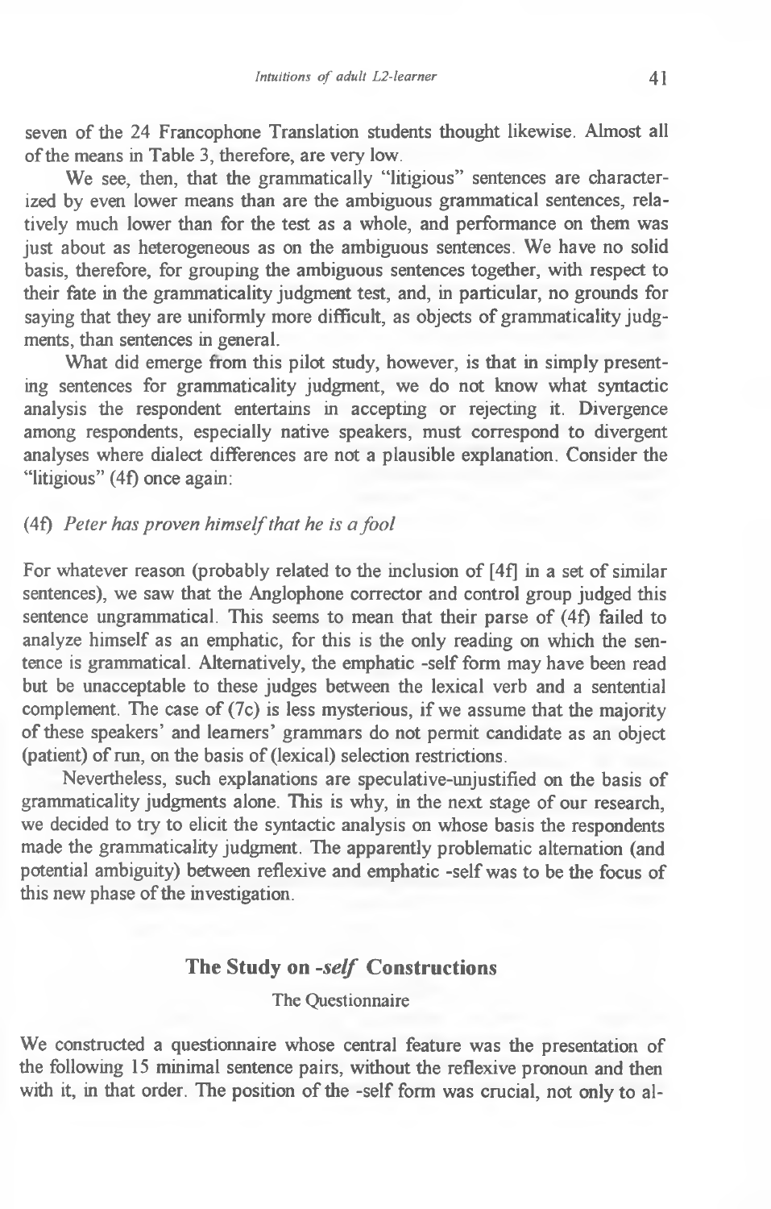seven of the 24 Francophone Translation students thought likewise. Almost all of the means in Table 3, therefore, are very low.

We see, then, that the grammatically "litigious" sentences are characterized by even lower means than are the ambiguous grammatical sentences, relatively much lower than for the test as a whole, and performance on them was just about as heterogeneous as on the ambiguous sentences. We have no solid basis, therefore, for grouping the ambiguous sentences together, with respect to their fate in the grammaticality judgment test, and, in particular, no grounds for saying that they are uniformly more difficult, as objects of grammaticality judgments, than sentences in general.

What did emerge from this pilot study, however, is that in simply presenting sentences for grammaticality judgment, we do not know what syntactic analysis the respondent entertains in accepting or rejecting it. Divergence among respondents, especially native speakers, must correspond to divergent analyses where dialect differences are not a plausible explanation. Consider the "litigious" (4f) once again:

(4f) *Peter has proven himself that he is a fool*

For whatever reason (probably related to the inclusion of [4f] in a set of similar sentences), we saw that the Anglophone corrector and control group judged this sentence ungrammatical. This seems to mean that their parse of (4f) failed to analyze himself as an emphatic, for this is the only reading on which the sentence is grammatical. Alternatively, the emphatic -self form may have been read but be unacceptable to these judges between the lexical verb and a sentential complement. The case of (7c) is less mysterious, if we assume that the majority of these speakers' and learners' grammars do not permit candidate as an object (patient) of run, on the basis of (lexical) selection restrictions.

Nevertheless, such explanations are speculative-unjustified on the basis of grammaticality judgments alone. This is why, in the next stage of our research, we decided to try to elicit the syntactic analysis on whose basis the respondents made the grammaticality judgment. The apparently problematic alternation (and potential ambiguity) between reflexive and emphatic -self was to be the focus of this new phase of the investigation.

## The Study on *-self* Constructions

### The Questionnaire

We constructed a questionnaire whose central feature was the presentation of the following 15 minimal sentence pairs, without the reflexive pronoun and then with it, in that order. The position of the -self form was crucial, not only to al-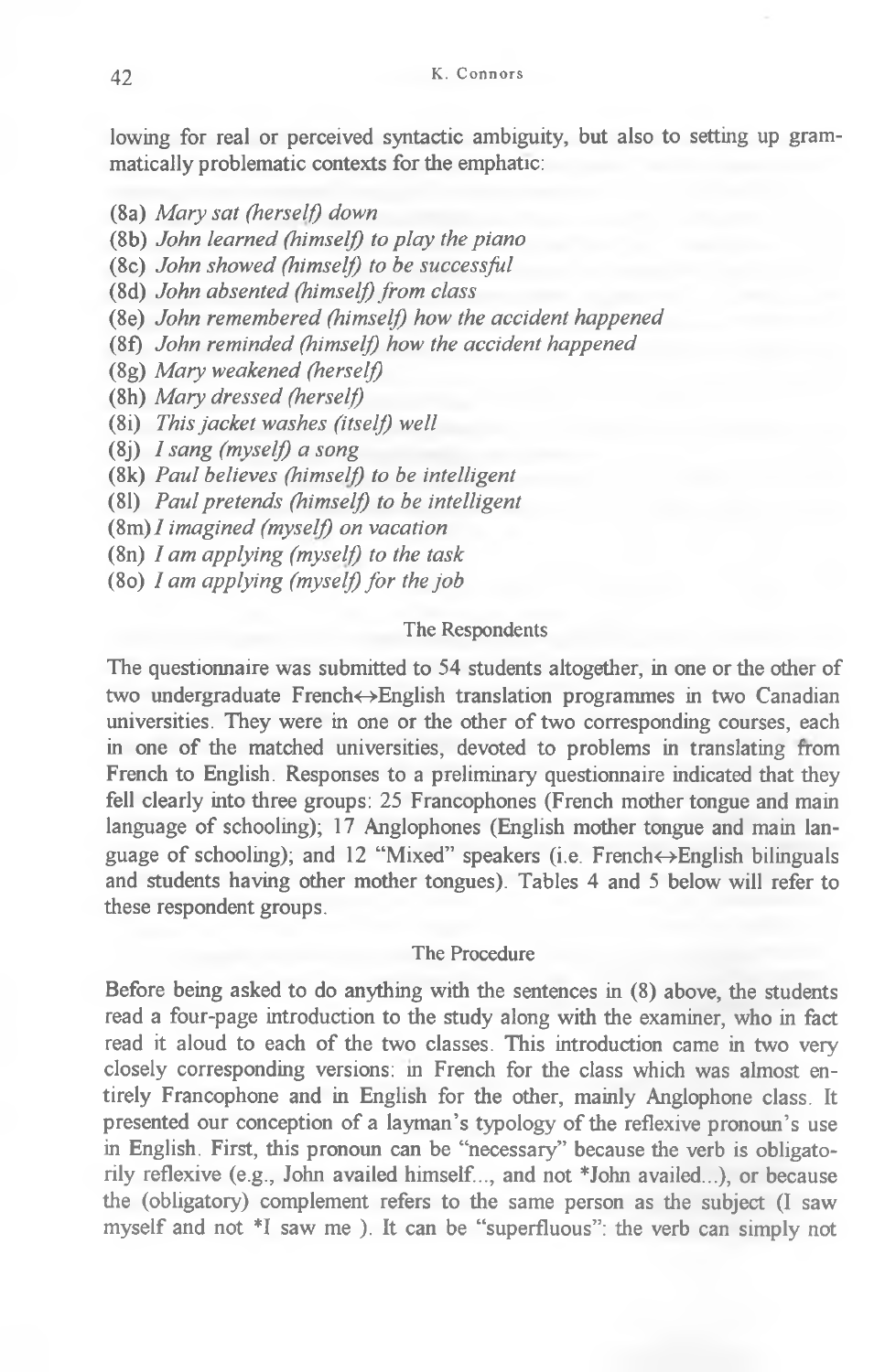lowing for real or perceived syntactic ambiguity, but also to setting up grammatically problematic contexts for the emphatic:

(8a) *Mary sat (herself) down*
(8b) *John learned (himself) to play the piano*
(8c) *John showed (himself) to be successful*
(8d) *John absented (himself) from class*
(8e) *John remembered (himself) how the accident happened*
(8f) *John reminded (himself) how the accident happened*
(8g) *Mary weakened (herself)*
(8h) *Mary dressed (herself)*
(8i) *This jacket washes (itself) well*
(8j) *I sang (myself) a song*
(8k) *Paul believes (himself) to be intelligent*
(8l) *Paul pretends (himself) to be intelligent*
(8m) *I imagined (myself) on vacation*
(8n) *I am applying (myself) to the task*
(8o) *I am applying (myself) for the job*

### The Respondents

The questionnaire was submitted to 54 students altogether, in one or the other of two undergraduate French↔English translation programmes in two Canadian universities. They were in one or the other of two corresponding courses, each in one of the matched universities, devoted to problems in translating from French to English. Responses to a preliminary questionnaire indicated that they fell clearly into three groups: 25 Francophones (French mother tongue and main language of schooling); 17 Anglophones (English mother tongue and main language of schooling); and 12 "Mixed" speakers (i.e. French↔English bilinguals and students having other mother tongues). Tables 4 and 5 below will refer to these respondent groups.

### The Procedure

Before being asked to do anything with the sentences in (8) above, the students read a four-page introduction to the study along with the examiner, who in fact read it aloud to each of the two classes. This introduction came in two very closely corresponding versions: in French for the class which was almost entirely Francophone and in English for the other, mainly Anglophone class. It presented our conception of a layman's typology of the reflexive pronoun's use in English. First, this pronoun can be "necessary" because the verb is obligatorily reflexive (e.g., John availed himself..., and not *John availed...), or because the (obligatory) complement refers to the same person as the subject (I saw myself and not *I saw me ). It can be "superfluous": the verb can simply not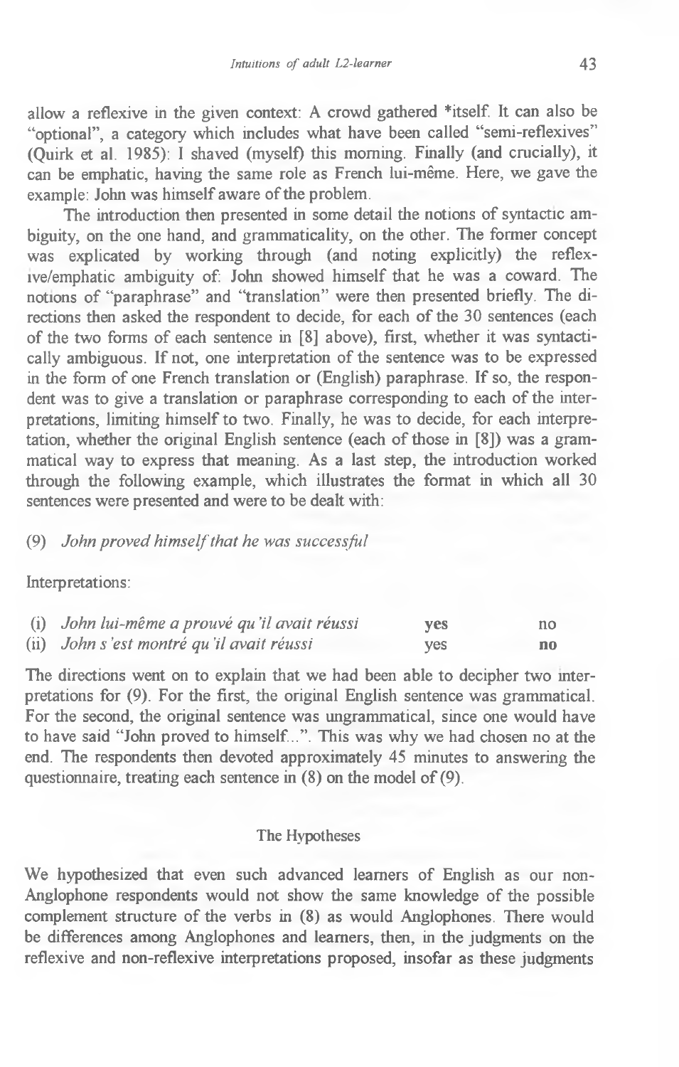allow a reflexive in the given context: A crowd gathered *itself. It can also be "optional", a category which includes what have been called "semi-reflexives" (Quirk et al. 1985): I shaved (myself) this morning. Finally (and crucially), it can be emphatic, having the same role as French lui-même. Here, we gave the example: John was himself aware of the problem.

The introduction then presented in some detail the notions of syntactic ambiguity, on the one hand, and grammaticality, on the other. The former concept was explicated by working through (and noting explicitly) the reflexive/emphatic ambiguity of: John showed himself that he was a coward. The notions of "paraphrase" and "translation" were then presented briefly. The directions then asked the respondent to decide, for each of the 30 sentences (each of the two forms of each sentence in [8] above), first, whether it was syntactically ambiguous. If not, one interpretation of the sentence was to be expressed in the form of one French translation or (English) paraphrase. If so, the respondent was to give a translation or paraphrase corresponding to each of the interpretations, limiting himself to two. Finally, he was to decide, for each interpretation, whether the original English sentence (each of those in [8]) was a grammatical way to express that meaning. As a last step, the introduction worked through the following example, which illustrates the format in which all 30 sentences were presented and were to be dealt with:

(9) *John proved himself that he was successful*

Interpretations:

| | | |
|---|---|---|
| (i) *John lui-même a prouvé qu'il avait réussi* | **yes** | no |
| (ii) *John s'est montré qu'il avait réussi* | yes | **no** |

The directions went on to explain that we had been able to decipher two interpretations for (9). For the first, the original English sentence was grammatical. For the second, the original sentence was ungrammatical, since one would have to have said "John proved to himself...". This was why we had chosen no at the end. The respondents then devoted approximately 45 minutes to answering the questionnaire, treating each sentence in (8) on the model of (9).

## The Hypotheses

We hypothesized that even such advanced learners of English as our non-Anglophone respondents would not show the same knowledge of the possible complement structure of the verbs in (8) as would Anglophones. There would be differences among Anglophones and learners, then, in the judgments on the reflexive and non-reflexive interpretations proposed, insofar as these judgments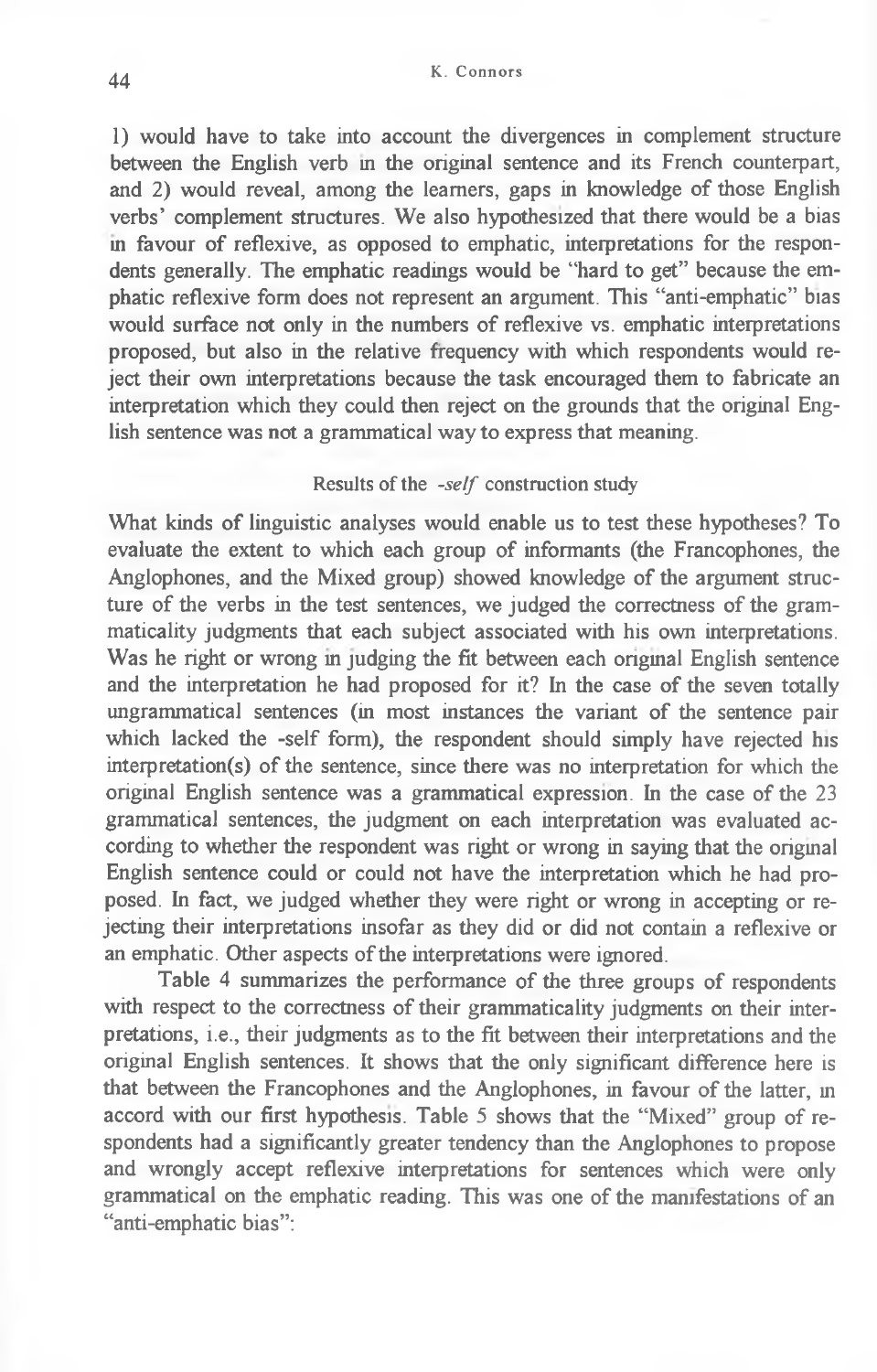1) would have to take into account the divergences in complement structure between the English verb in the original sentence and its French counterpart, and 2) would reveal, among the learners, gaps in knowledge of those English verbs' complement structures. We also hypothesized that there would be a bias in favour of reflexive, as opposed to emphatic, interpretations for the respondents generally. The emphatic readings would be "hard to get" because the emphatic reflexive form does not represent an argument. This "anti-emphatic" bias would surface not only in the numbers of reflexive vs. emphatic interpretations proposed, but also in the relative frequency with which respondents would reject their own interpretations because the task encouraged them to fabricate an interpretation which they could then reject on the grounds that the original English sentence was not a grammatical way to express that meaning.

### Results of the *-self* construction study

What kinds of linguistic analyses would enable us to test these hypotheses? To evaluate the extent to which each group of informants (the Francophones, the Anglophones, and the Mixed group) showed knowledge of the argument structure of the verbs in the test sentences, we judged the correctness of the grammaticality judgments that each subject associated with his own interpretations. Was he right or wrong in judging the fit between each original English sentence and the interpretation he had proposed for it? In the case of the seven totally ungrammatical sentences (in most instances the variant of the sentence pair which lacked the -self form), the respondent should simply have rejected his interpretation(s) of the sentence, since there was no interpretation for which the original English sentence was a grammatical expression. In the case of the 23 grammatical sentences, the judgment on each interpretation was evaluated according to whether the respondent was right or wrong in saying that the original English sentence could or could not have the interpretation which he had proposed. In fact, we judged whether they were right or wrong in accepting or rejecting their interpretations insofar as they did or did not contain a reflexive or an emphatic. Other aspects of the interpretations were ignored.

Table 4 summarizes the performance of the three groups of respondents with respect to the correctness of their grammaticality judgments on their interpretations, i.e., their judgments as to the fit between their interpretations and the original English sentences. It shows that the only significant difference here is that between the Francophones and the Anglophones, in favour of the latter, in accord with our first hypothesis. Table 5 shows that the "Mixed" group of respondents had a significantly greater tendency than the Anglophones to propose and wrongly accept reflexive interpretations for sentences which were only grammatical on the emphatic reading. This was one of the manifestations of an "anti-emphatic bias":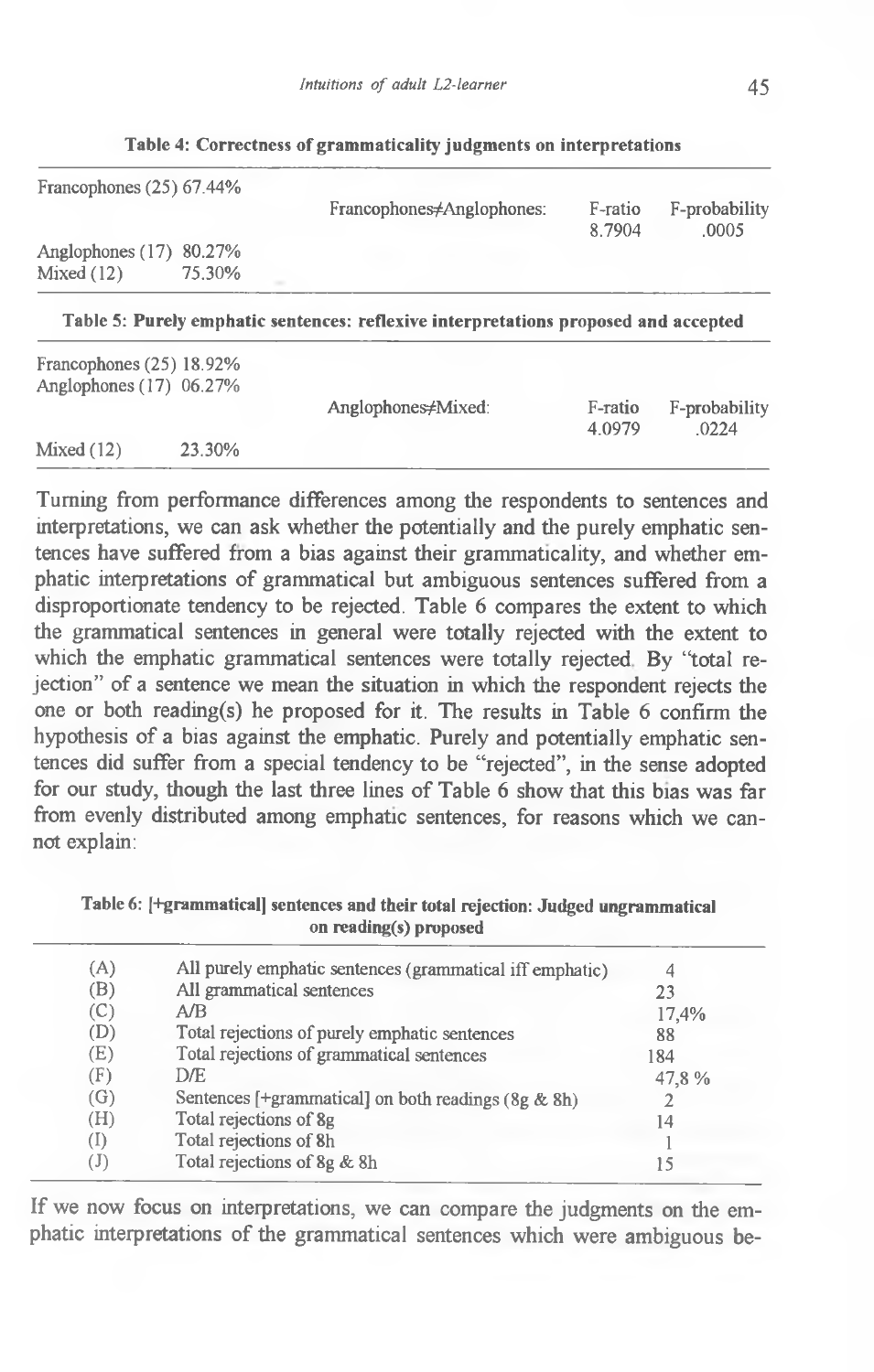**Table 4: Correctness of grammaticality judgments on interpretations**

| | | | | |
|---|---|---|---|---|
| Francophones (25) 67.44% | | Francophones≠Anglophones: | F-ratio 8.7904 | F-probability .0005 |
| Anglophones (17) | 80.27% | | | |
| Mixed (12) | 75.30% | | | |

**Table 5: Purely emphatic sentences: reflexive interpretations proposed and accepted**

| | | | | |
|---|---|---|---|---|
| Francophones (25) 18.92% | | | | |
| Anglophones (17) 06.27% | | Anglophones≠Mixed: | F-ratio 4.0979 | F-probability .0224 |
| Mixed (12) | 23.30% | | | |

Turning from performance differences among the respondents to sentences and interpretations, we can ask whether the potentially and the purely emphatic sentences have suffered from a bias against their grammaticality, and whether emphatic interpretations of grammatical but ambiguous sentences suffered from a disproportionate tendency to be rejected. Table 6 compares the extent to which the grammatical sentences in general were totally rejected with the extent to which the emphatic grammatical sentences were totally rejected. By "total rejection" of a sentence we mean the situation in which the respondent rejects the one or both reading(s) he proposed for it. The results in Table 6 confirm the hypothesis of a bias against the emphatic. Purely and potentially emphatic sentences did suffer from a special tendency to be "rejected", in the sense adopted for our study, though the last three lines of Table 6 show that this bias was far from evenly distributed among emphatic sentences, for reasons which we cannot explain:

**Table 6: [+grammatical] sentences and their total rejection: Judged ungrammatical on reading(s) proposed**

| | | |
|---|---|---|
| (A) | All purely emphatic sentences (grammatical iff emphatic) | 4 |
| (B) | All grammatical sentences | 23 |
| (C) | A/B | 17,4% |
| (D) | Total rejections of purely emphatic sentences | 88 |
| (E) | Total rejections of grammatical sentences | 184 |
| (F) | D/E | 47,8 % |
| (G) | Sentences [+grammatical] on both readings (8g & 8h) | 2 |
| (H) | Total rejections of 8g | 14 |
| (I) | Total rejections of 8h | 1 |
| (J) | Total rejections of 8g & 8h | 15 |

If we now focus on interpretations, we can compare the judgments on the emphatic interpretations of the grammatical sentences which were ambiguous be-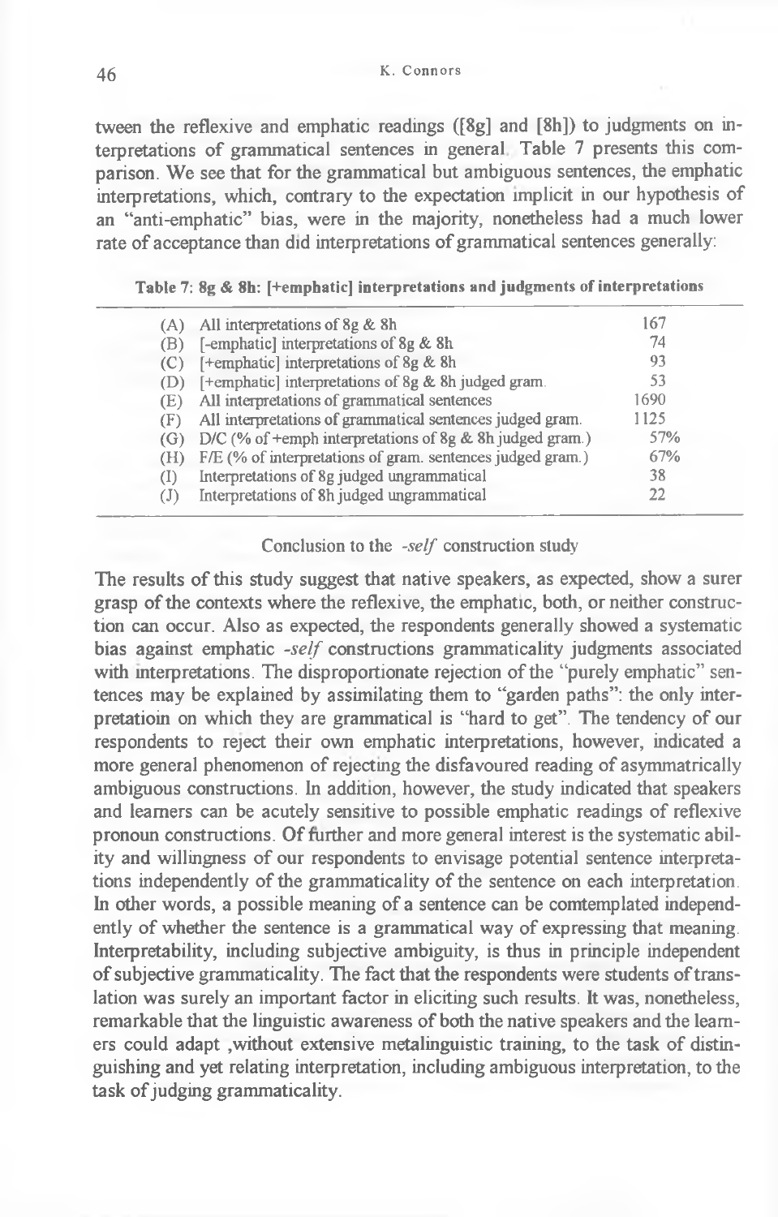tween the reflexive and emphatic readings ([8g] and [8h]) to judgments on interpretations of grammatical sentences in general. Table 7 presents this comparison. We see that for the grammatical but ambiguous sentences, the emphatic interpretations, which, contrary to the expectation implicit in our hypothesis of an "anti-emphatic" bias, were in the majority, nonetheless had a much lower rate of acceptance than did interpretations of grammatical sentences generally:

**Table 7: 8g & 8h: [+emphatic] interpretations and judgments of interpretations**

| | | |
|---|---|---|
| (A) | All interpretations of 8g & 8h | 167 |
| (B) | [-emphatic] interpretations of 8g & 8h | 74 |
| (C) | [+emphatic] interpretations of 8g & 8h | 93 |
| (D) | [+emphatic] interpretations of 8g & 8h judged gram. | 53 |
| (E) | All interpretations of grammatical sentences | 1690 |
| (F) | All interpretations of grammatical sentences judged gram. | 1125 |
| (G) | D/C (% of +emph interpretations of 8g & 8h judged gram.) | 57% |
| (H) | F/E (% of interpretations of gram. sentences judged gram.) | 67% |
| (I) | Interpretations of 8g judged ungrammatical | 38 |
| (J) | Interpretations of 8h judged ungrammatical | 22 |

### Conclusion to the *-self* construction study

The results of this study suggest that native speakers, as expected, show a surer grasp of the contexts where the reflexive, the emphatic, both, or neither construction can occur. Also as expected, the respondents generally showed a systematic bias against emphatic *-self* constructions grammaticality judgments associated with interpretations. The disproportionate rejection of the "purely emphatic" sentences may be explained by assimilating them to "garden paths": the only interpretatioin on which they are grammatical is "hard to get". The tendency of our respondents to reject their own emphatic interpretations, however, indicated a more general phenomenon of rejecting the disfavoured reading of asymmatrically ambiguous constructions. In addition, however, the study indicated that speakers and learners can be acutely sensitive to possible emphatic readings of reflexive pronoun constructions. Of further and more general interest is the systematic ability and willingness of our respondents to envisage potential sentence interpretations independently of the grammaticality of the sentence on each interpretation. In other words, a possible meaning of a sentence can be comtemplated independently of whether the sentence is a grammatical way of expressing that meaning. Interpretability, including subjective ambiguity, is thus in principle independent of subjective grammaticality. The fact that the respondents were students of translation was surely an important factor in eliciting such results. It was, nonetheless, remarkable that the linguistic awareness of both the native speakers and the learners could adapt ,without extensive metalinguistic training, to the task of distinguishing and yet relating interpretation, including ambiguous interpretation, to the task of judging grammaticality.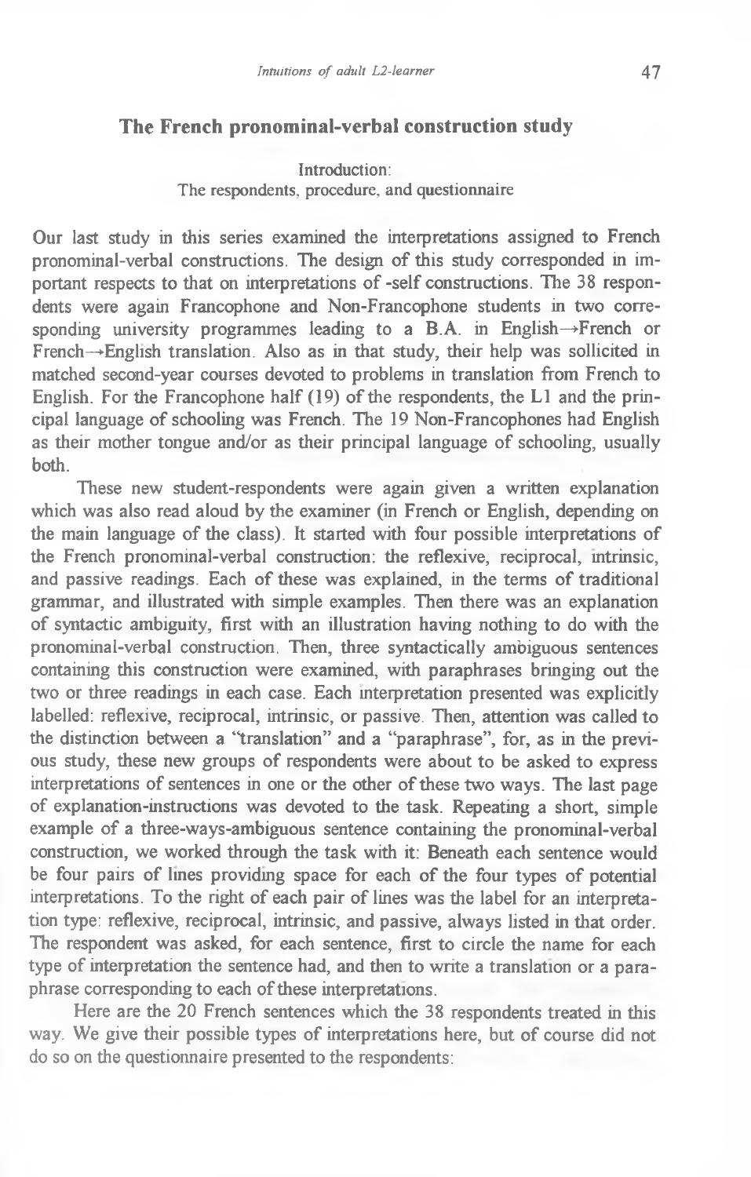## The French pronominal-verbal construction study

### Introduction:
### The respondents, procedure, and questionnaire

Our last study in this series examined the interpretations assigned to French pronominal-verbal constructions. The design of this study corresponded in important respects to that on interpretations of -self constructions. The 38 respondents were again Francophone and Non-Francophone students in two corresponding university programmes leading to a B.A. in English→French or French→English translation. Also as in that study, their help was sollicited in matched second-year courses devoted to problems in translation from French to English. For the Francophone half (19) of the respondents, the L1 and the principal language of schooling was French. The 19 Non-Francophones had English as their mother tongue and/or as their principal language of schooling, usually both.

These new student-respondents were again given a written explanation which was also read aloud by the examiner (in French or English, depending on the main language of the class). It started with four possible interpretations of the French pronominal-verbal construction: the reflexive, reciprocal, intrinsic, and passive readings. Each of these was explained, in the terms of traditional grammar, and illustrated with simple examples. Then there was an explanation of syntactic ambiguity, first with an illustration having nothing to do with the pronominal-verbal construction. Then, three syntactically ambiguous sentences containing this construction were examined, with paraphrases bringing out the two or three readings in each case. Each interpretation presented was explicitly labelled: reflexive, reciprocal, intrinsic, or passive. Then, attention was called to the distinction between a "translation" and a "paraphrase", for, as in the previous study, these new groups of respondents were about to be asked to express interpretations of sentences in one or the other of these two ways. The last page of explanation-instructions was devoted to the task. Repeating a short, simple example of a three-ways-ambiguous sentence containing the pronominal-verbal construction, we worked through the task with it: Beneath each sentence would be four pairs of lines providing space for each of the four types of potential interpretations. To the right of each pair of lines was the label for an interpretation type: reflexive, reciprocal, intrinsic, and passive, always listed in that order. The respondent was asked, for each sentence, first to circle the name for each type of interpretation the sentence had, and then to write a translation or a paraphrase corresponding to each of these interpretations.

Here are the 20 French sentences which the 38 respondents treated in this way. We give their possible types of interpretations here, but of course did not do so on the questionnaire presented to the respondents: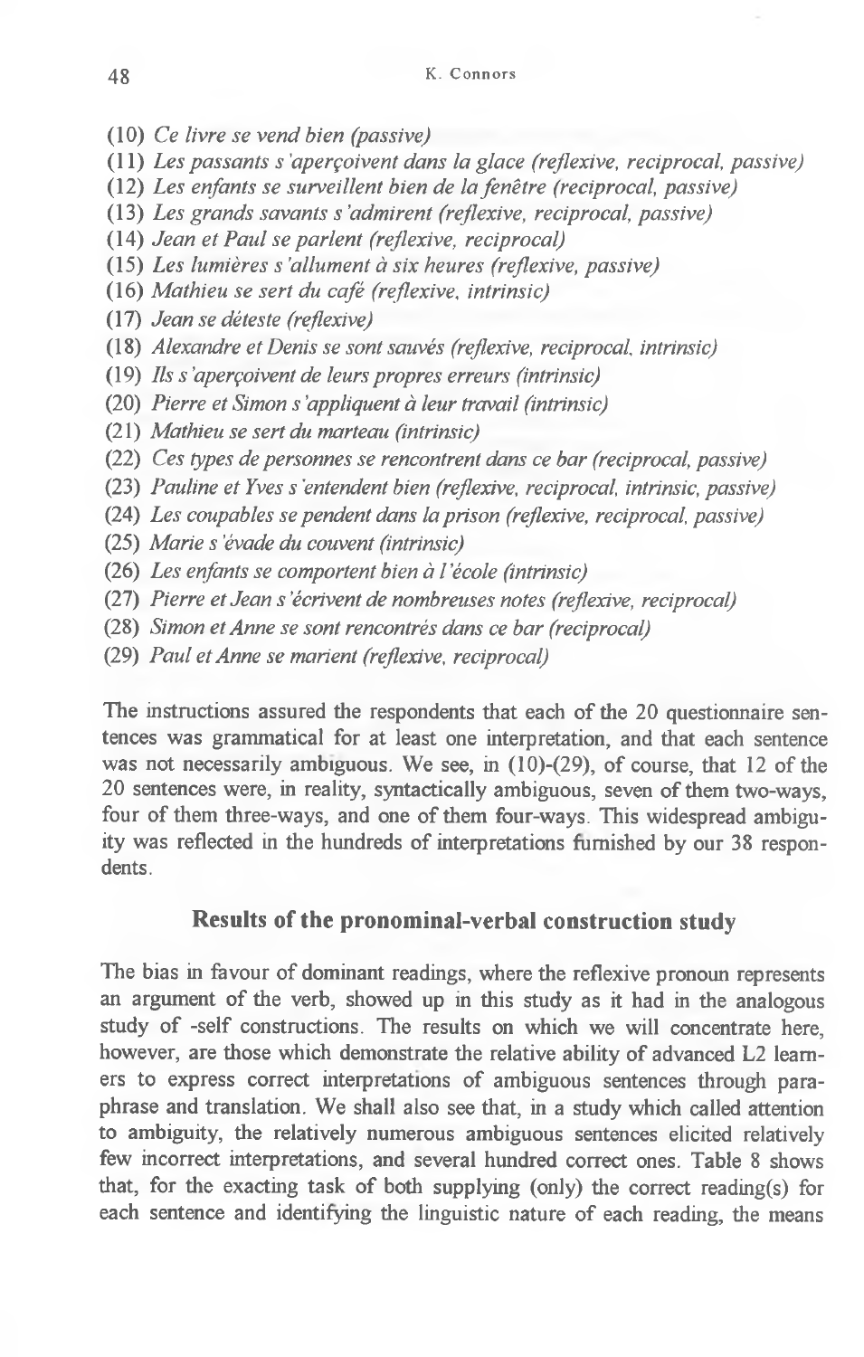(10) *Ce livre se vend bien (passive)*
(11) *Les passants s'aperçoivent dans la glace (reflexive, reciprocal, passive)*
(12) *Les enfants se surveillent bien de la fenêtre (reciprocal, passive)*
(13) *Les grands savants s'admirent (reflexive, reciprocal, passive)*
(14) *Jean et Paul se parlent (reflexive, reciprocal)*
(15) *Les lumières s'allument à six heures (reflexive, passive)*
(16) *Mathieu se sert du café (reflexive, intrinsic)*
(17) *Jean se déteste (reflexive)*
(18) *Alexandre et Denis se sont sauvés (reflexive, reciprocal, intrinsic)*
(19) *Ils s'aperçoivent de leurs propres erreurs (intrinsic)*
(20) *Pierre et Simon s'appliquent à leur travail (intrinsic)*
(21) *Mathieu se sert du marteau (intrinsic)*
(22) *Ces types de personnes se rencontrent dans ce bar (reciprocal, passive)*
(23) *Pauline et Yves s'entendent bien (reflexive, reciprocal, intrinsic, passive)*
(24) *Les coupables se pendent dans la prison (reflexive, reciprocal, passive)*
(25) *Marie s'évade du couvent (intrinsic)*
(26) *Les enfants se comportent bien à l'école (intrinsic)*
(27) *Pierre et Jean s'écrivent de nombreuses notes (reflexive, reciprocal)*
(28) *Simon et Anne se sont rencontrés dans ce bar (reciprocal)*
(29) *Paul et Anne se marient (reflexive, reciprocal)*

The instructions assured the respondents that each of the 20 questionnaire sentences was grammatical for at least one interpretation, and that each sentence was not necessarily ambiguous. We see, in (10)-(29), of course, that 12 of the 20 sentences were, in reality, syntactically ambiguous, seven of them two-ways, four of them three-ways, and one of them four-ways. This widespread ambiguity was reflected in the hundreds of interpretations furnished by our 38 respondents.

## Results of the pronominal-verbal construction study

The bias in favour of dominant readings, where the reflexive pronoun represents an argument of the verb, showed up in this study as it had in the analogous study of -self constructions. The results on which we will concentrate here, however, are those which demonstrate the relative ability of advanced L2 learners to express correct interpretations of ambiguous sentences through paraphrase and translation. We shall also see that, in a study which called attention to ambiguity, the relatively numerous ambiguous sentences elicited relatively few incorrect interpretations, and several hundred correct ones. Table 8 shows that, for the exacting task of both supplying (only) the correct reading(s) for each sentence and identifying the linguistic nature of each reading, the means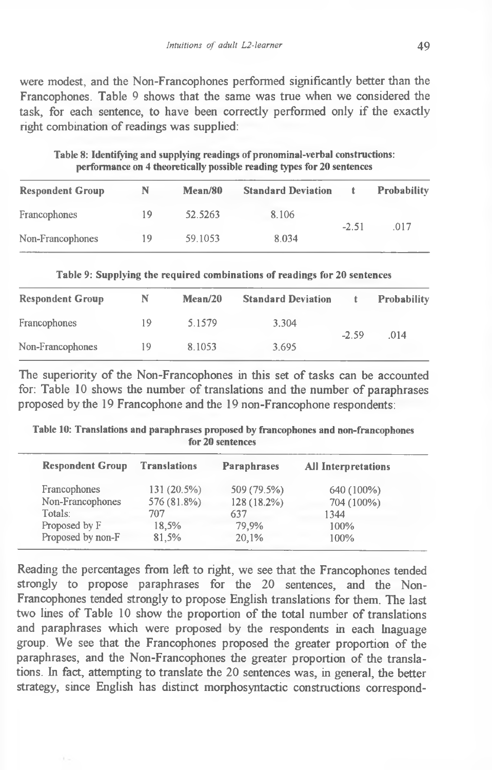were modest, and the Non-Francophones performed significantly better than the Francophones. Table 9 shows that the same was true when we considered the task, for each sentence, to have been correctly performed only if the exactly right combination of readings was supplied:

**Table 8: Identifying and supplying readings of pronominal-verbal constructions: performance on 4 theoretically possible reading types for 20 sentences**

| Respondent Group | N | Mean/80 | Standard Deviation | t | Probability |
|---|---|---|---|---|---|
| Francophones | 19 | 52.5263 | 8.106 | -2.51 | .017 |
| Non-Francophones | 19 | 59.1053 | 8.034 | | |

**Table 9: Supplying the required combinations of readings for 20 sentences**

| Respondent Group | N | Mean/20 | Standard Deviation | t | Probability |
|---|---|---|---|---|---|
| Francophones | 19 | 5.1579 | 3.304 | -2.59 | .014 |
| Non-Francophones | 19 | 8.1053 | 3.695 | | |

The superiority of the Non-Francophones in this set of tasks can be accounted for: Table 10 shows the number of translations and the number of paraphrases proposed by the 19 Francophone and the 19 non-Francophone respondents:

**Table 10: Translations and paraphrases proposed by francophones and non-francophones for 20 sentences**

| Respondent Group | Translations | Paraphrases | All Interpretations |
|---|---|---|---|
| Francophones | 131 (20.5%) | 509 (79.5%) | 640 (100%) |
| Non-Francophones | 576 (81.8%) | 128 (18.2%) | 704 (100%) |
| Totals: | 707 | 637 | 1344 |
| Proposed by F | 18,5% | 79,9% | 100% |
| Proposed by non-F | 81,5% | 20,1% | 100% |

Reading the percentages from left to right, we see that the Francophones tended strongly to propose paraphrases for the 20 sentences, and the Non-Francophones tended strongly to propose English translations for them. The last two lines of Table 10 show the proportion of the total number of translations and paraphrases which were proposed by the respondents in each lnaguage group. We see that the Francophones proposed the greater proportion of the paraphrases, and the Non-Francophones the greater proportion of the translations. In fact, attempting to translate the 20 sentences was, in general, the better strategy, since English has distinct morphosyntactic constructions correspond-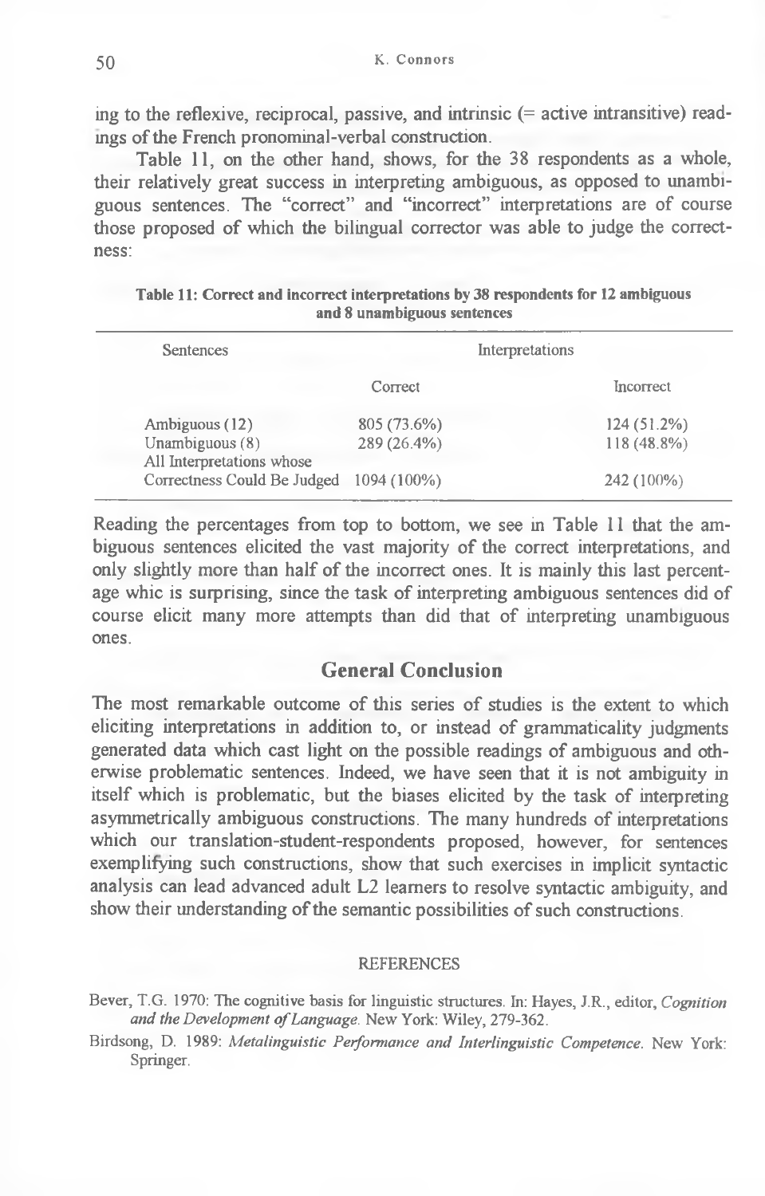ing to the reflexive, reciprocal, passive, and intrinsic (= active intransitive) readings of the French pronominal-verbal construction.

Table 11, on the other hand, shows, for the 38 respondents as a whole, their relatively great success in interpreting ambiguous, as opposed to unambiguous sentences. The "correct" and "incorrect" interpretations are of course those proposed of which the bilingual corrector was able to judge the correctness:

**Table 11: Correct and incorrect interpretations by 38 respondents for 12 ambiguous and 8 unambiguous sentences**

| Sentences | Interpretations | |
|---|---|---|
| | Correct | Incorrect |
| Ambiguous (12) | 805 (73.6%) | 124 (51.2%) |
| Unambiguous (8) | 289 (26.4%) | 118 (48.8%) |
| All Interpretations whose Correctness Could Be Judged | 1094 (100%) | 242 (100%) |

Reading the percentages from top to bottom, we see in Table 11 that the ambiguous sentences elicited the vast majority of the correct interpretations, and only slightly more than half of the incorrect ones. It is mainly this last percentage whic is surprising, since the task of interpreting ambiguous sentences did of course elicit many more attempts than did that of interpreting unambiguous ones.

## General Conclusion

The most remarkable outcome of this series of studies is the extent to which eliciting interpretations in addition to, or instead of grammaticality judgments generated data which cast light on the possible readings of ambiguous and otherwise problematic sentences. Indeed, we have seen that it is not ambiguity in itself which is problematic, but the biases elicited by the task of interpreting asymmetrically ambiguous constructions. The many hundreds of interpretations which our translation-student-respondents proposed, however, for sentences exemplifying such constructions, show that such exercises in implicit syntactic analysis can lead advanced adult L2 learners to resolve syntactic ambiguity, and show their understanding of the semantic possibilities of such constructions.

### REFERENCES

Bever, T.G. 1970: The cognitive basis for linguistic structures. In: Hayes, J.R., editor, *Cognition and the Development of Language*. New York: Wiley, 279-362.

Birdsong, D. 1989: *Metalinguistic Performance and Interlinguistic Competence*. New York: Springer.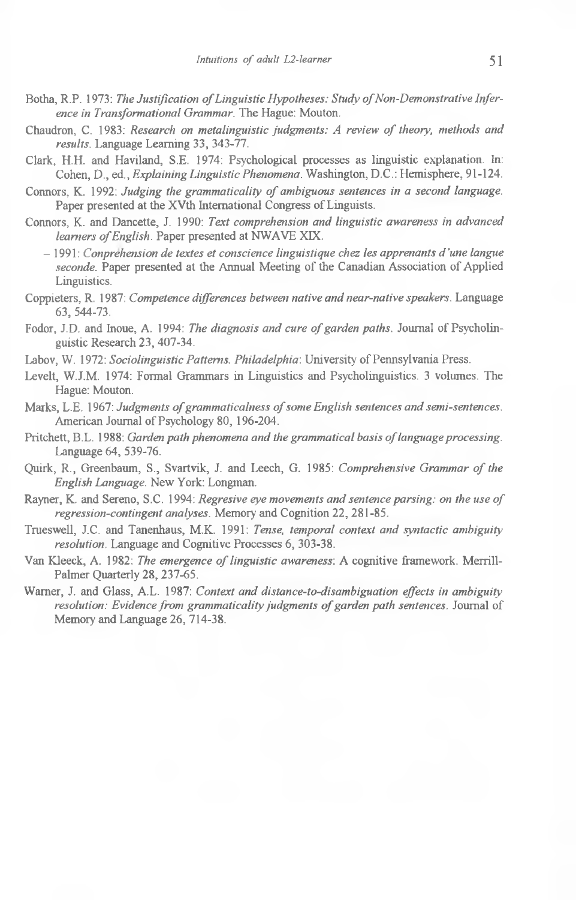Botha, R.P. 1973: *The Justification of Linguistic Hypotheses: Study of Non-Demonstrative Inference in Transformational Grammar*. The Hague: Mouton.

Chaudron, C. 1983: *Research on metalinguistic judgments: A review of theory, methods and results*. Language Learning 33, 343-77.

Clark, H.H. and Haviland, S.E. 1974: Psychological processes as linguistic explanation. In: Cohen, D., ed., *Explaining Linguistic Phenomena*. Washington, D.C.: Hemisphere, 91-124.

Connors, K. 1992: *Judging the grammaticality of ambiguous sentences in a second language*. Paper presented at the XVth International Congress of Linguists.

Connors, K. and Dancette, J. 1990: *Text comprehension and linguistic awareness in advanced learners of English*. Paper presented at NWAVE XIX.

– 1991: *Conprèhension de textes et conscience linguistique chez les apprenants d'une langue seconde*. Paper presented at the Annual Meeting of the Canadian Association of Applied Linguistics.

Coppieters, R. 1987: *Competence differences between native and near-native speakers*. Language 63, 544-73.

Fodor, J.D. and Inoue, A. 1994: *The diagnosis and cure of garden paths*. Journal of Psycholinguistic Research 23, 407-34.

Labov, W. 1972: *Sociolinguistic Patterns. Philadelphia*: University of Pennsylvania Press.

Levelt, W.J.M. 1974: Formal Grammars in Linguistics and Psycholinguistics. 3 volumes. The Hague: Mouton.

Marks, L.E. 1967: *Judgments of grammaticalness of some English sentences and semi-sentences*. American Journal of Psychology 80, 196-204.

Pritchett, B.L. 1988: *Garden path phenomena and the grammatical basis of language processing*. Language 64, 539-76.

Quirk, R., Greenbaum, S., Svartvik, J. and Leech, G. 1985: *Comprehensive Grammar of the English Language*. New York: Longman.

Rayner, K. and Sereno, S.C. 1994: *Regresive eye movements and sentence parsing: on the use of regression-contingent analyses*. Memory and Cognition 22, 281-85.

Trueswell, J.C. and Tanenhaus, M.K. 1991: *Tense, temporal context and syntactic ambiguity resolution*. Language and Cognitive Processes 6, 303-38.

Van Kleeck, A. 1982: *The emergence of linguistic awareness*: A cognitive framework. Merrill-Palmer Quarterly 28, 237-65.

Warner, J. and Glass, A.L. 1987: *Context and distance-to-disambiguation effects in ambiguity resolution: Evidence from grammaticality judgments of garden path sentences*. Journal of Memory and Language 26, 714-38.